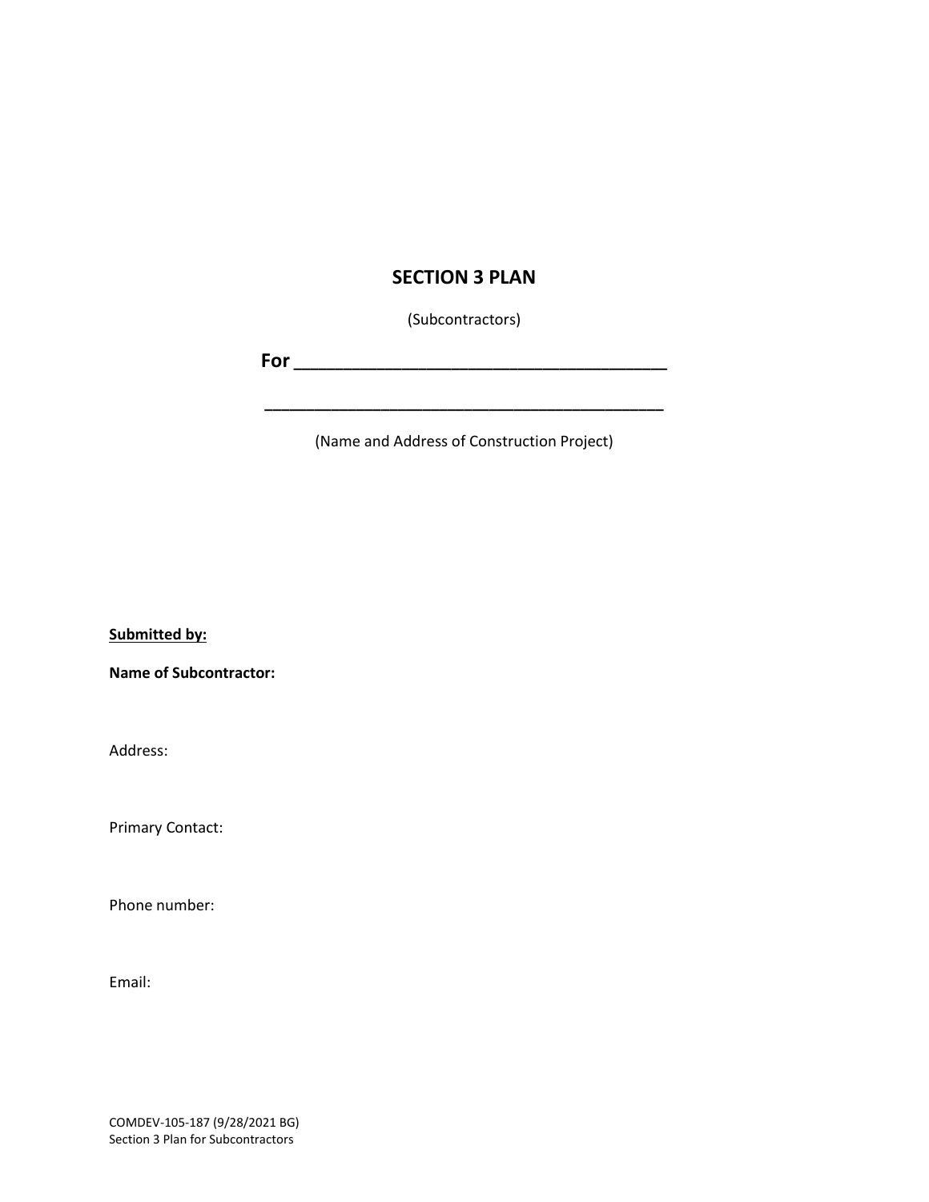# SECTION 3 PLAN

(Subcontractors)

**For ______________________________________**

**__________________________________________**

(Name and Address of Construction Project)

**<u>Submitted by:</u>**

**Name of Subcontractor:**

Address:

Primary Contact:

Phone number:

Email:

COMDEV-105-187 (9/28/2021 BG)
Section 3 Plan for Subcontractors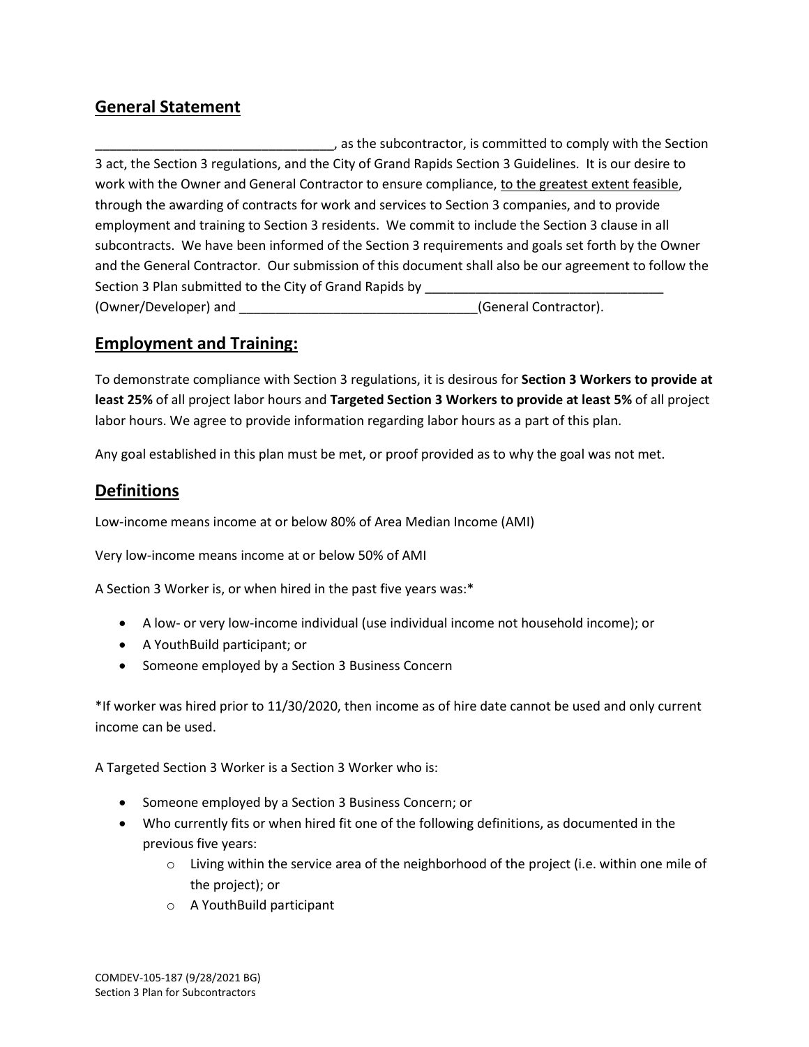## General Statement

________________________________, as the subcontractor, is committed to comply with the Section 3 act, the Section 3 regulations, and the City of Grand Rapids Section 3 Guidelines. It is our desire to work with the Owner and General Contractor to ensure compliance, <u>to the greatest extent feasible</u>, through the awarding of contracts for work and services to Section 3 companies, and to provide employment and training to Section 3 residents. We commit to include the Section 3 clause in all subcontracts. We have been informed of the Section 3 requirements and goals set forth by the Owner and the General Contractor. Our submission of this document shall also be our agreement to follow the Section 3 Plan submitted to the City of Grand Rapids by ________________________________ (Owner/Developer) and ________________________________(General Contractor).

## Employment and Training:

To demonstrate compliance with Section 3 regulations, it is desirous for **Section 3 Workers to provide at least 25%** of all project labor hours and **Targeted Section 3 Workers to provide at least 5%** of all project labor hours. We agree to provide information regarding labor hours as a part of this plan.

Any goal established in this plan must be met, or proof provided as to why the goal was not met.

## Definitions

Low-income means income at or below 80% of Area Median Income (AMI)

Very low-income means income at or below 50% of AMI

A Section 3 Worker is, or when hired in the past five years was:*

- A low- or very low-income individual (use individual income not household income); or
- A YouthBuild participant; or
- Someone employed by a Section 3 Business Concern

*If worker was hired prior to 11/30/2020, then income as of hire date cannot be used and only current income can be used.

A Targeted Section 3 Worker is a Section 3 Worker who is:

- Someone employed by a Section 3 Business Concern; or
- Who currently fits or when hired fit one of the following definitions, as documented in the previous five years:
  - Living within the service area of the neighborhood of the project (i.e. within one mile of the project); or
  - A YouthBuild participant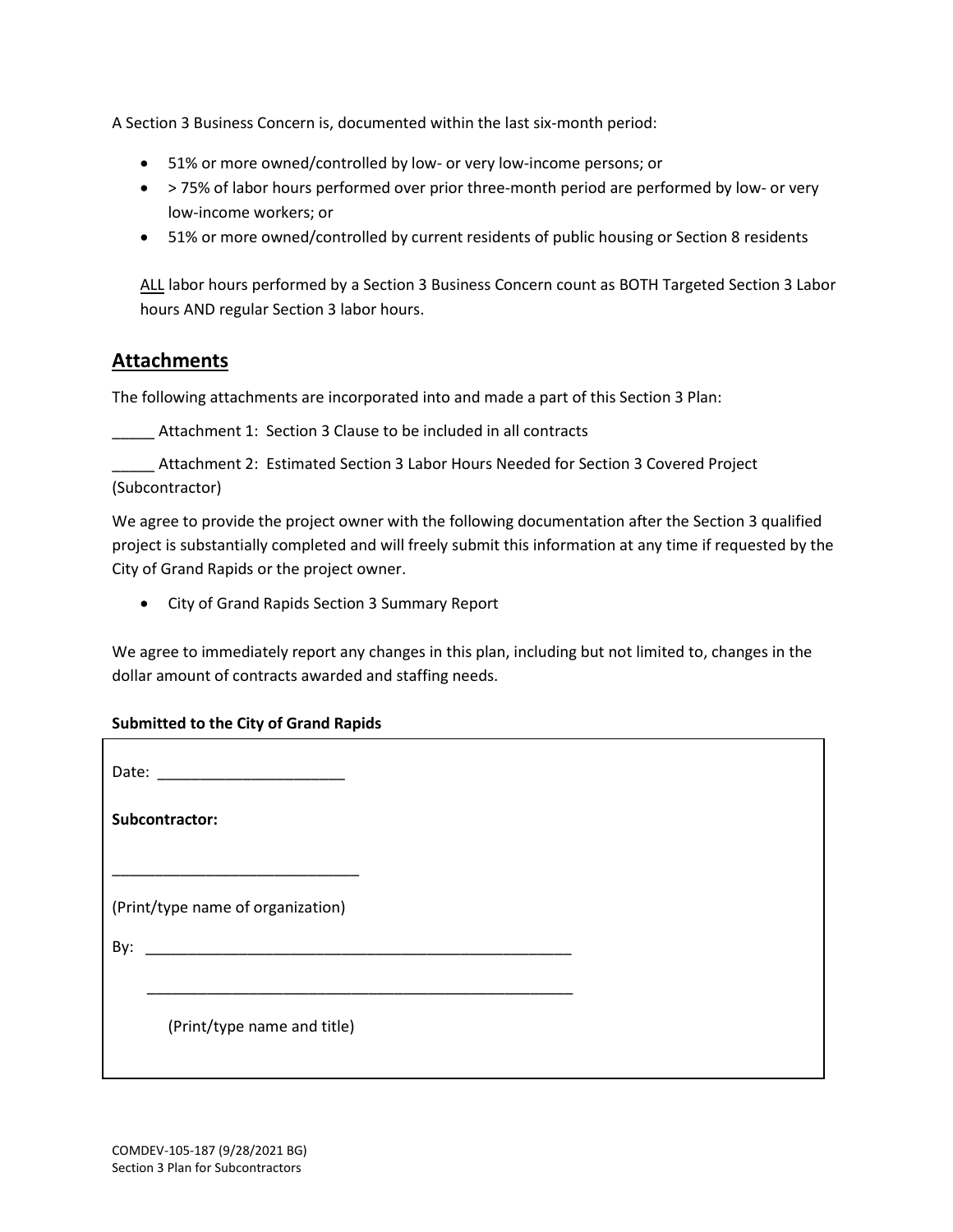A Section 3 Business Concern is, documented within the last six-month period:

- 51% or more owned/controlled by low- or very low-income persons; or
- > 75% of labor hours performed over prior three-month period are performed by low- or very low-income workers; or
- 51% or more owned/controlled by current residents of public housing or Section 8 residents

ALL labor hours performed by a Section 3 Business Concern count as BOTH Targeted Section 3 Labor hours AND regular Section 3 labor hours.

## Attachments

The following attachments are incorporated into and made a part of this Section 3 Plan:

_____ Attachment 1: Section 3 Clause to be included in all contracts

_____ Attachment 2: Estimated Section 3 Labor Hours Needed for Section 3 Covered Project (Subcontractor)

We agree to provide the project owner with the following documentation after the Section 3 qualified project is substantially completed and will freely submit this information at any time if requested by the City of Grand Rapids or the project owner.

- City of Grand Rapids Section 3 Summary Report

We agree to immediately report any changes in this plan, including but not limited to, changes in the dollar amount of contracts awarded and staffing needs.

**Submitted to the City of Grand Rapids**

Date: ______________________

**Subcontractor:**

_____________________________

(Print/type name of organization)

By: ____________________________________________________

____________________________________________________

(Print/type name and title)

COMDEV-105-187 (9/28/2021 BG)
Section 3 Plan for Subcontractors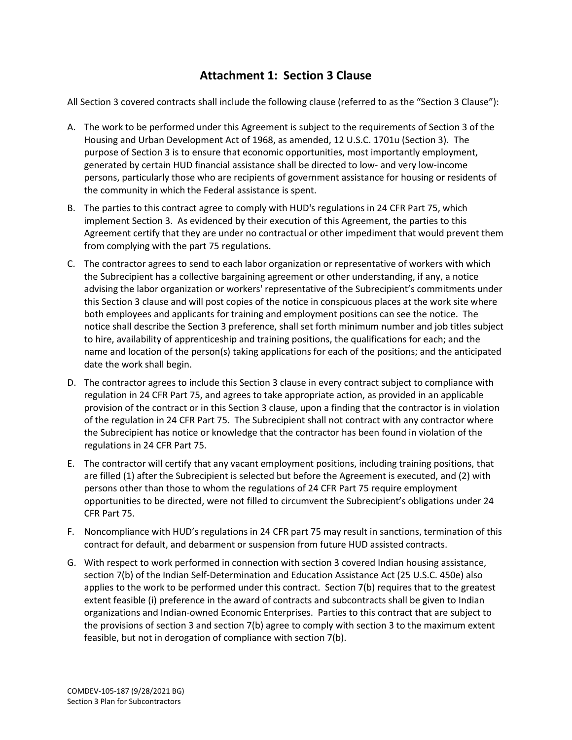## Attachment 1: Section 3 Clause

All Section 3 covered contracts shall include the following clause (referred to as the "Section 3 Clause"):

A. The work to be performed under this Agreement is subject to the requirements of Section 3 of the Housing and Urban Development Act of 1968, as amended, 12 U.S.C. 1701u (Section 3). The purpose of Section 3 is to ensure that economic opportunities, most importantly employment, generated by certain HUD financial assistance shall be directed to low- and very low-income persons, particularly those who are recipients of government assistance for housing or residents of the community in which the Federal assistance is spent.

B. The parties to this contract agree to comply with HUD's regulations in 24 CFR Part 75, which implement Section 3. As evidenced by their execution of this Agreement, the parties to this Agreement certify that they are under no contractual or other impediment that would prevent them from complying with the part 75 regulations.

C. The contractor agrees to send to each labor organization or representative of workers with which the Subrecipient has a collective bargaining agreement or other understanding, if any, a notice advising the labor organization or workers' representative of the Subrecipient's commitments under this Section 3 clause and will post copies of the notice in conspicuous places at the work site where both employees and applicants for training and employment positions can see the notice. The notice shall describe the Section 3 preference, shall set forth minimum number and job titles subject to hire, availability of apprenticeship and training positions, the qualifications for each; and the name and location of the person(s) taking applications for each of the positions; and the anticipated date the work shall begin.

D. The contractor agrees to include this Section 3 clause in every contract subject to compliance with regulation in 24 CFR Part 75, and agrees to take appropriate action, as provided in an applicable provision of the contract or in this Section 3 clause, upon a finding that the contractor is in violation of the regulation in 24 CFR Part 75. The Subrecipient shall not contract with any contractor where the Subrecipient has notice or knowledge that the contractor has been found in violation of the regulations in 24 CFR Part 75.

E. The contractor will certify that any vacant employment positions, including training positions, that are filled (1) after the Subrecipient is selected but before the Agreement is executed, and (2) with persons other than those to whom the regulations of 24 CFR Part 75 require employment opportunities to be directed, were not filled to circumvent the Subrecipient's obligations under 24 CFR Part 75.

F. Noncompliance with HUD's regulations in 24 CFR part 75 may result in sanctions, termination of this contract for default, and debarment or suspension from future HUD assisted contracts.

G. With respect to work performed in connection with section 3 covered Indian housing assistance, section 7(b) of the Indian Self-Determination and Education Assistance Act (25 U.S.C. 450e) also applies to the work to be performed under this contract. Section 7(b) requires that to the greatest extent feasible (i) preference in the award of contracts and subcontracts shall be given to Indian organizations and Indian-owned Economic Enterprises. Parties to this contract that are subject to the provisions of section 3 and section 7(b) agree to comply with section 3 to the maximum extent feasible, but not in derogation of compliance with section 7(b).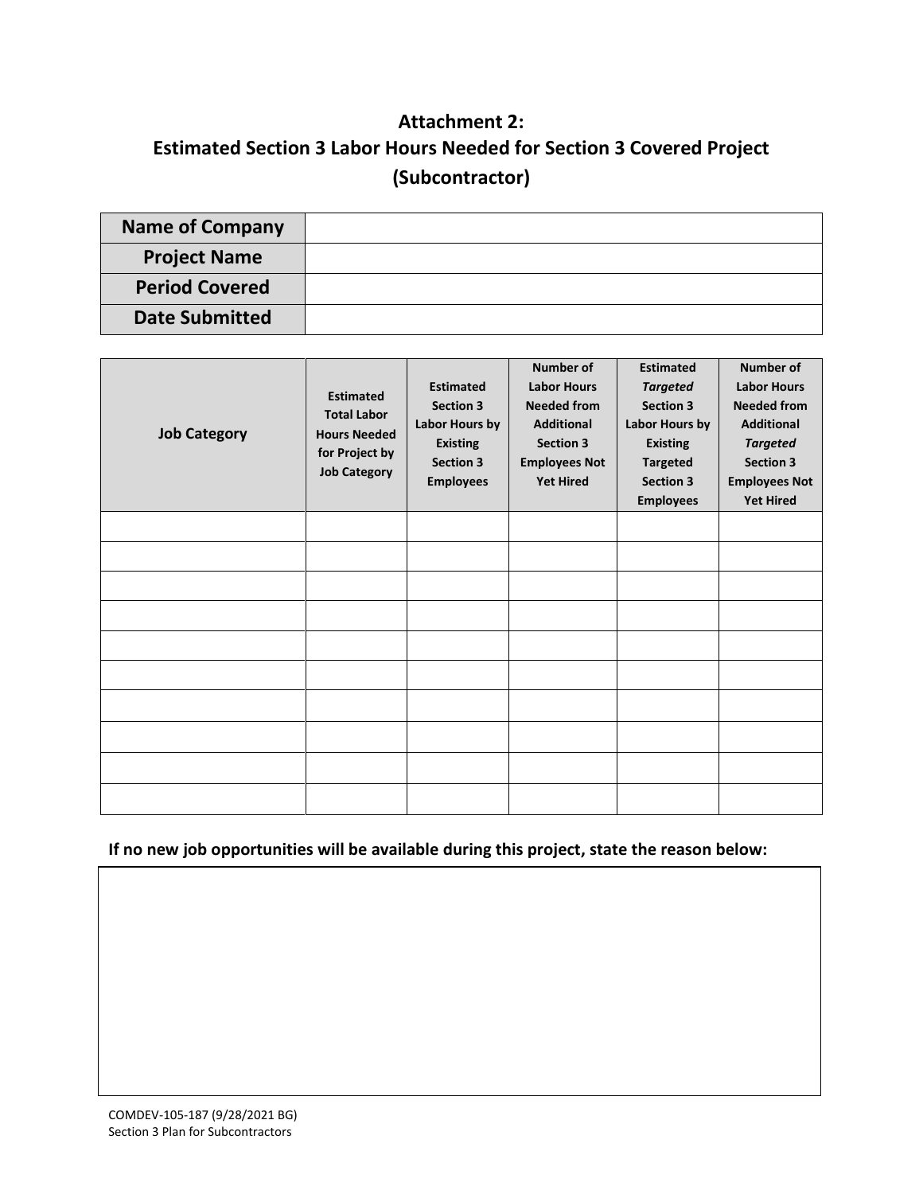# Attachment 2:
# Estimated Section 3 Labor Hours Needed for Section 3 Covered Project (Subcontractor)

| | |
|---|---|
| **Name of Company** | |
| **Project Name** | |
| **Period Covered** | |
| **Date Submitted** | |

| Job Category | Estimated Total Labor Hours Needed for Project by Job Category | Estimated Section 3 Labor Hours by Existing Section 3 Employees | Number of Labor Hours Needed from Additional Section 3 Employees Not Yet Hired | Estimated *Targeted* Section 3 Labor Hours by Existing Targeted Section 3 Employees | Number of Labor Hours Needed from Additional *Targeted* Section 3 Employees Not Yet Hired |
|---|---|---|---|---|---|
| | | | | | |
| | | | | | |
| | | | | | |
| | | | | | |
| | | | | | |
| | | | | | |
| | | | | | |
| | | | | | |
| | | | | | |
| | | | | | |

**If no new job opportunities will be available during this project, state the reason below:**

| |
|---|
| |

COMDEV-105-187 (9/28/2021 BG)
Section 3 Plan for Subcontractors